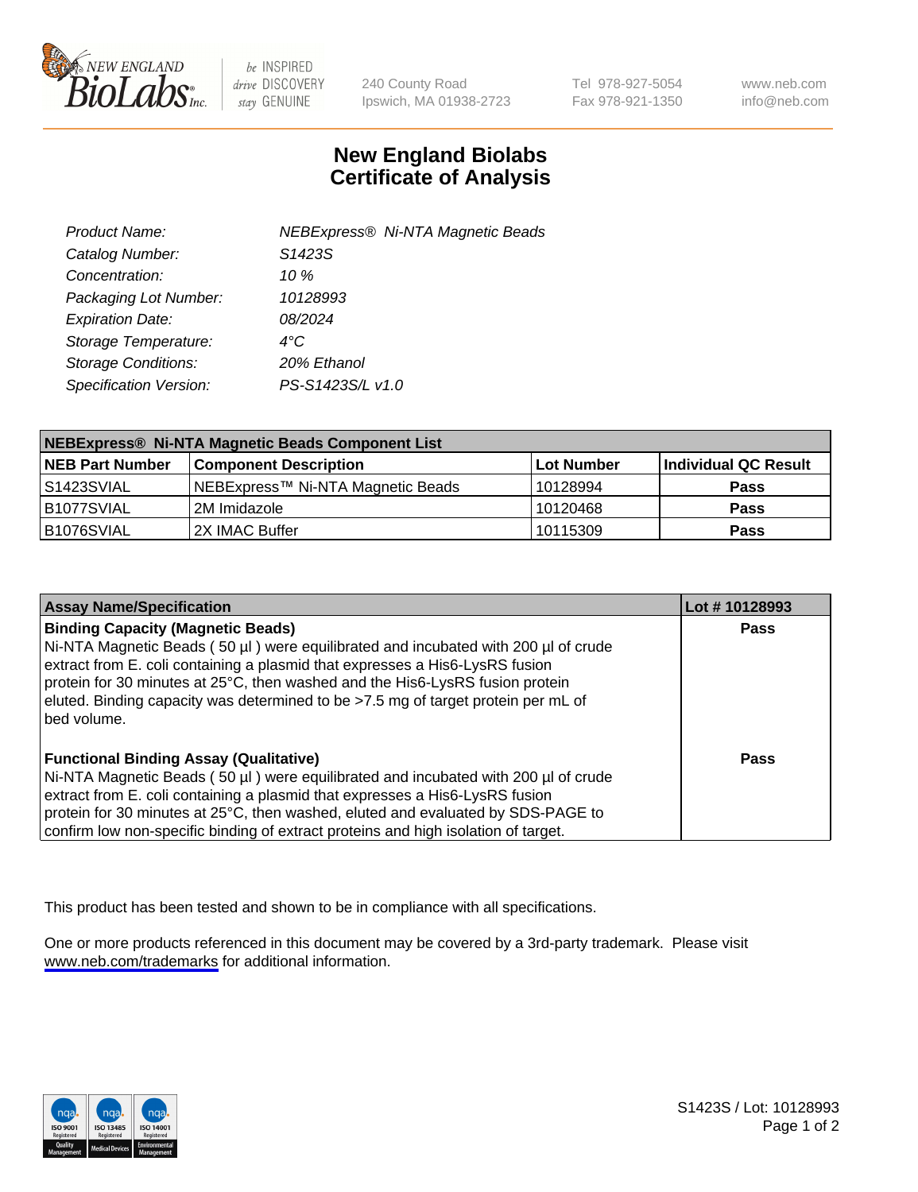240 County Road
Ipswich, MA 01938-2723

Tel 978-927-5054
Fax 978-921-1350

www.neb.com
info@neb.com

# New England Biolabs
# Certificate of Analysis

| | |
|---|---|
| *Product Name:* | *NEBExpress® Ni-NTA Magnetic Beads* |
| *Catalog Number:* | *S1423S* |
| *Concentration:* | *10 %* |
| *Packaging Lot Number:* | *10128993* |
| *Expiration Date:* | *08/2024* |
| *Storage Temperature:* | *4°C* |
| *Storage Conditions:* | *20% Ethanol* |
| *Specification Version:* | *PS-S1423S/L v1.0* |

| **NEBExpress® Ni-NTA Magnetic Beads Component List** | | | |
|---|---|---|---|
| **NEB Part Number** | **Component Description** | **Lot Number** | **Individual QC Result** |
| S1423SVIAL | NEBExpress™ Ni-NTA Magnetic Beads | 10128994 | **Pass** |
| B1077SVIAL | 2M Imidazole | 10120468 | **Pass** |
| B1076SVIAL | 2X IMAC Buffer | 10115309 | **Pass** |

| **Assay Name/Specification** | **Lot # 10128993** |
|---|---|
| **Binding Capacity (Magnetic Beads)**<br>Ni-NTA Magnetic Beads ( 50 µl ) were equilibrated and incubated with 200 µl of crude extract from E. coli containing a plasmid that expresses a His6-LysRS fusion protein for 30 minutes at 25°C, then washed and the His6-LysRS fusion protein eluted. Binding capacity was determined to be >7.5 mg of target protein per mL of bed volume. | **Pass** |
| **Functional Binding Assay (Qualitative)**<br>Ni-NTA Magnetic Beads ( 50 µl ) were equilibrated and incubated with 200 µl of crude extract from E. coli containing a plasmid that expresses a His6-LysRS fusion protein for 30 minutes at 25°C, then washed, eluted and evaluated by SDS-PAGE to confirm low non-specific binding of extract proteins and high isolation of target. | **Pass** |

This product has been tested and shown to be in compliance with all specifications.

One or more products referenced in this document may be covered by a 3rd-party trademark. Please visit www.neb.com/trademarks for additional information.

S1423S / Lot: 10128993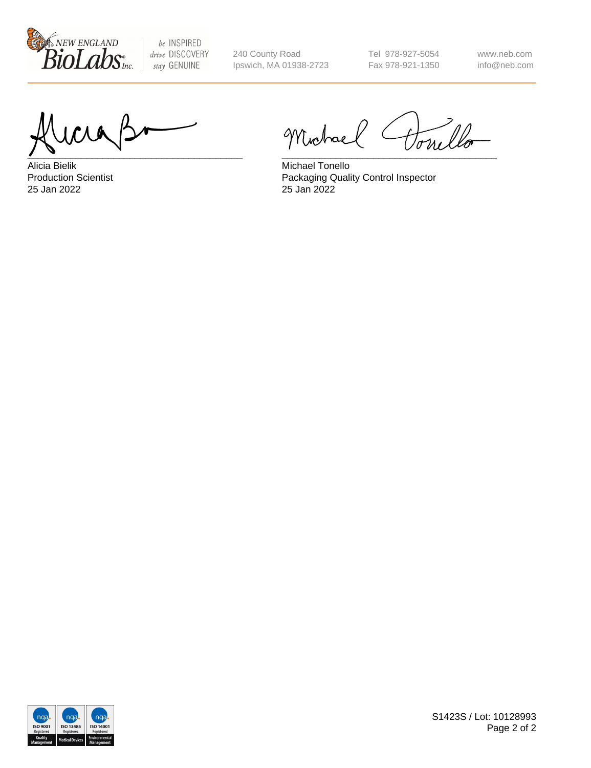Alicia Bielik
Production Scientist
25 Jan 2022

Michael Tonello
Packaging Quality Control Inspector
25 Jan 2022

S1423S / Lot: 10128993